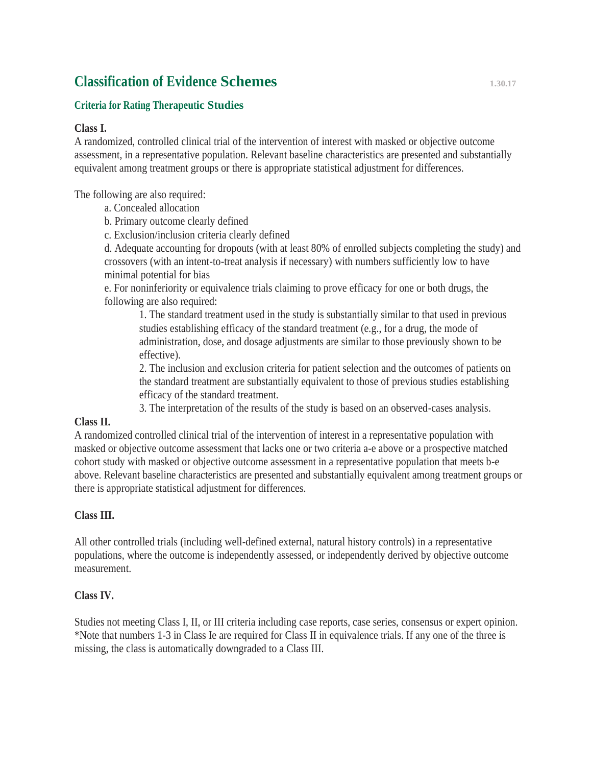# Classification of Evidence Schemes

1.30.17

## Criteria for Rating Therapeutic Studies

**Class I.**

A randomized, controlled clinical trial of the intervention of interest with masked or objective outcome assessment, in a representative population. Relevant baseline characteristics are presented and substantially equivalent among treatment groups or there is appropriate statistical adjustment for differences.

The following are also required:

- a. Concealed allocation
- b. Primary outcome clearly defined
- c. Exclusion/inclusion criteria clearly defined
- d. Adequate accounting for dropouts (with at least 80% of enrolled subjects completing the study) and crossovers (with an intent-to-treat analysis if necessary) with numbers sufficiently low to have minimal potential for bias
- e. For noninferiority or equivalence trials claiming to prove efficacy for one or both drugs, the following are also required:
    1. The standard treatment used in the study is substantially similar to that used in previous studies establishing efficacy of the standard treatment (e.g., for a drug, the mode of administration, dose, and dosage adjustments are similar to those previously shown to be effective).
    2. The inclusion and exclusion criteria for patient selection and the outcomes of patients on the standard treatment are substantially equivalent to those of previous studies establishing efficacy of the standard treatment.
    3. The interpretation of the results of the study is based on an observed-cases analysis.

**Class II.**

A randomized controlled clinical trial of the intervention of interest in a representative population with masked or objective outcome assessment that lacks one or two criteria a-e above or a prospective matched cohort study with masked or objective outcome assessment in a representative population that meets b-e above. Relevant baseline characteristics are presented and substantially equivalent among treatment groups or there is appropriate statistical adjustment for differences.

**Class III.**

All other controlled trials (including well-defined external, natural history controls) in a representative populations, where the outcome is independently assessed, or independently derived by objective outcome measurement.

**Class IV.**

Studies not meeting Class I, II, or III criteria including case reports, case series, consensus or expert opinion.
*Note that numbers 1-3 in Class Ie are required for Class II in equivalence trials. If any one of the three is missing, the class is automatically downgraded to a Class III.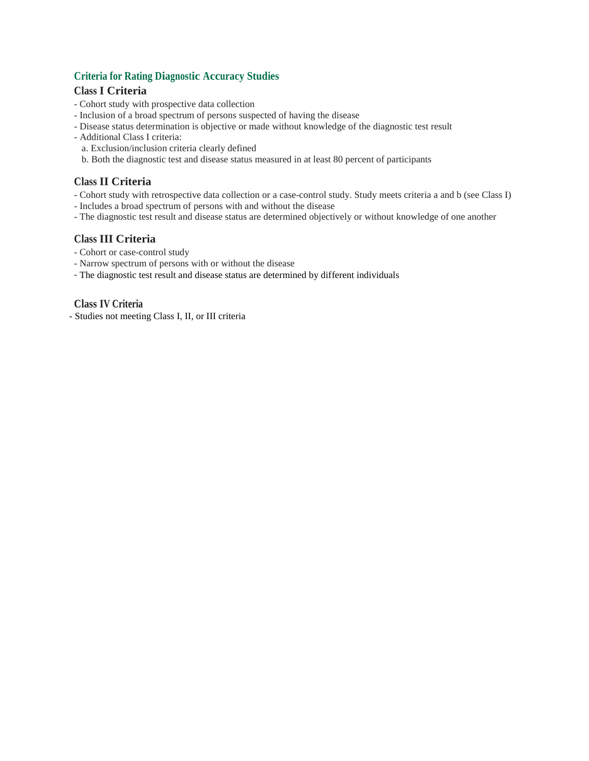## Criteria for Rating Diagnostic Accuracy Studies

### Class I Criteria

- Cohort study with prospective data collection
- Inclusion of a broad spectrum of persons suspected of having the disease
- Disease status determination is objective or made without knowledge of the diagnostic test result
- Additional Class I criteria:
  a. Exclusion/inclusion criteria clearly defined
  b. Both the diagnostic test and disease status measured in at least 80 percent of participants

### Class II Criteria

- Cohort study with retrospective data collection or a case-control study. Study meets criteria a and b (see Class I)
- Includes a broad spectrum of persons with and without the disease
- The diagnostic test result and disease status are determined objectively or without knowledge of one another

### Class III Criteria

- Cohort or case-control study
- Narrow spectrum of persons with or without the disease
- The diagnostic test result and disease status are determined by different individuals

### Class IV Criteria

- Studies not meeting Class I, II, or III criteria